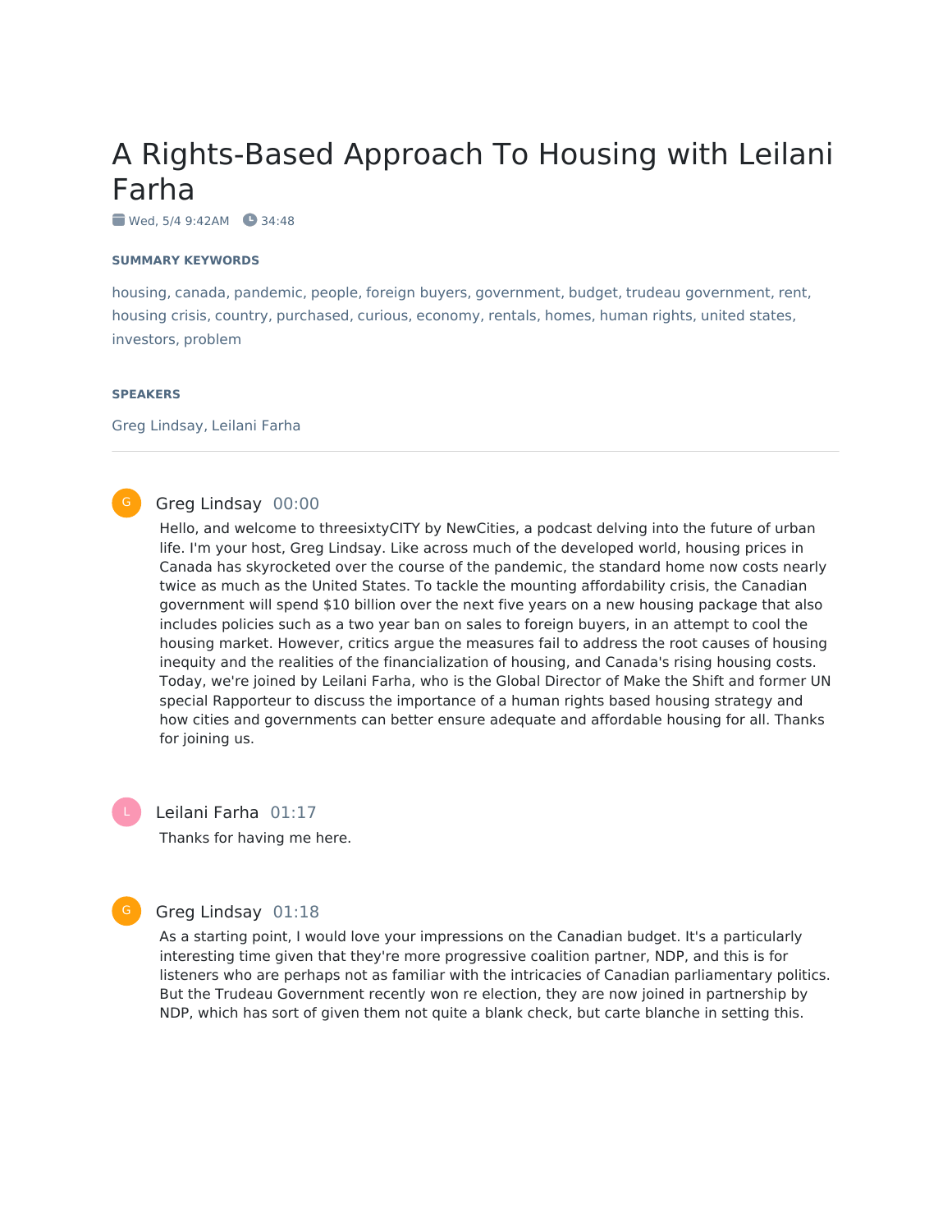# A Rights-Based Approach To Housing with Leilani Farha

Wed, 5/4 9:42AM 34:48

**SUMMARY KEYWORDS**

housing, canada, pandemic, people, foreign buyers, government, budget, trudeau government, rent, housing crisis, country, purchased, curious, economy, rentals, homes, human rights, united states, investors, problem

**SPEAKERS**

Greg Lindsay, Leilani Farha

---

G **Greg Lindsay** 00:00

Hello, and welcome to threesixtyCITY by NewCities, a podcast delving into the future of urban life. I'm your host, Greg Lindsay. Like across much of the developed world, housing prices in Canada has skyrocketed over the course of the pandemic, the standard home now costs nearly twice as much as the United States. To tackle the mounting affordability crisis, the Canadian government will spend $10 billion over the next five years on a new housing package that also includes policies such as a two year ban on sales to foreign buyers, in an attempt to cool the housing market. However, critics argue the measures fail to address the root causes of housing inequity and the realities of the financialization of housing, and Canada's rising housing costs. Today, we're joined by Leilani Farha, who is the Global Director of Make the Shift and former UN special Rapporteur to discuss the importance of a human rights based housing strategy and how cities and governments can better ensure adequate and affordable housing for all. Thanks for joining us.

L **Leilani Farha** 01:17

Thanks for having me here.

G **Greg Lindsay** 01:18

As a starting point, I would love your impressions on the Canadian budget. It's a particularly interesting time given that they're more progressive coalition partner, NDP, and this is for listeners who are perhaps not as familiar with the intricacies of Canadian parliamentary politics. But the Trudeau Government recently won re election, they are now joined in partnership by NDP, which has sort of given them not quite a blank check, but carte blanche in setting this.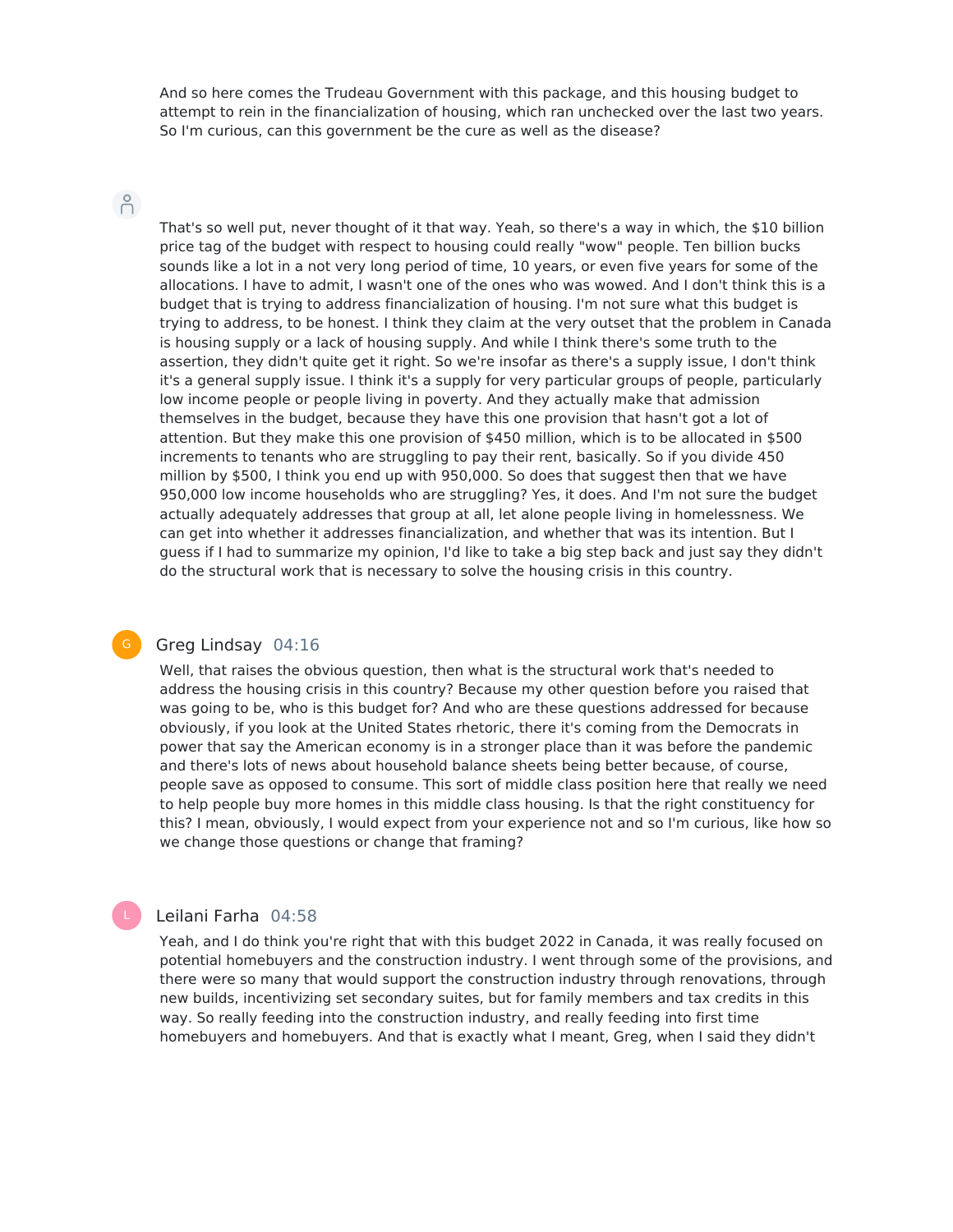And so here comes the Trudeau Government with this package, and this housing budget to attempt to rein in the financialization of housing, which ran unchecked over the last two years. So I'm curious, can this government be the cure as well as the disease?

That's so well put, never thought of it that way. Yeah, so there's a way in which, the $10 billion price tag of the budget with respect to housing could really "wow" people. Ten billion bucks sounds like a lot in a not very long period of time, 10 years, or even five years for some of the allocations. I have to admit, I wasn't one of the ones who was wowed. And I don't think this is a budget that is trying to address financialization of housing. I'm not sure what this budget is trying to address, to be honest. I think they claim at the very outset that the problem in Canada is housing supply or a lack of housing supply. And while I think there's some truth to the assertion, they didn't quite get it right. So we're insofar as there's a supply issue, I don't think it's a general supply issue. I think it's a supply for very particular groups of people, particularly low income people or people living in poverty. And they actually make that admission themselves in the budget, because they have this one provision that hasn't got a lot of attention. But they make this one provision of $450 million, which is to be allocated in $500 increments to tenants who are struggling to pay their rent, basically. So if you divide 450 million by $500, I think you end up with 950,000. So does that suggest then that we have 950,000 low income households who are struggling? Yes, it does. And I'm not sure the budget actually adequately addresses that group at all, let alone people living in homelessness. We can get into whether it addresses financialization, and whether that was its intention. But I guess if I had to summarize my opinion, I'd like to take a big step back and just say they didn't do the structural work that is necessary to solve the housing crisis in this country.

**Greg Lindsay** 04:16

Well, that raises the obvious question, then what is the structural work that's needed to address the housing crisis in this country? Because my other question before you raised that was going to be, who is this budget for? And who are these questions addressed for because obviously, if you look at the United States rhetoric, there it's coming from the Democrats in power that say the American economy is in a stronger place than it was before the pandemic and there's lots of news about household balance sheets being better because, of course, people save as opposed to consume. This sort of middle class position here that really we need to help people buy more homes in this middle class housing. Is that the right constituency for this? I mean, obviously, I would expect from your experience not and so I'm curious, like how so we change those questions or change that framing?

**Leilani Farha** 04:58

Yeah, and I do think you're right that with this budget 2022 in Canada, it was really focused on potential homebuyers and the construction industry. I went through some of the provisions, and there were so many that would support the construction industry through renovations, through new builds, incentivizing set secondary suites, but for family members and tax credits in this way. So really feeding into the construction industry, and really feeding into first time homebuyers and homebuyers. And that is exactly what I meant, Greg, when I said they didn't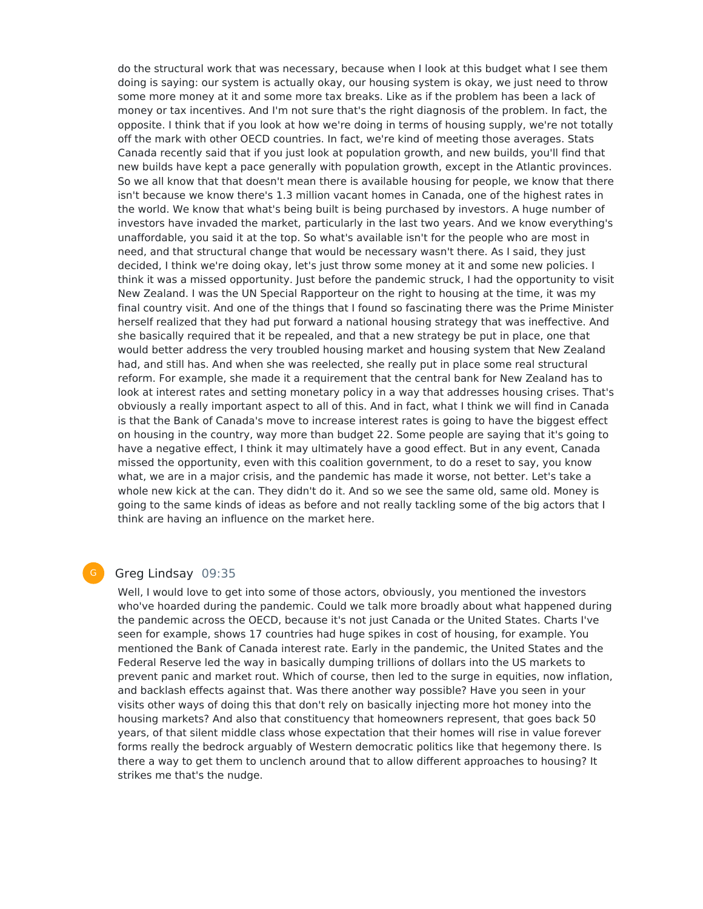do the structural work that was necessary, because when I look at this budget what I see them doing is saying: our system is actually okay, our housing system is okay, we just need to throw some more money at it and some more tax breaks. Like as if the problem has been a lack of money or tax incentives. And I'm not sure that's the right diagnosis of the problem. In fact, the opposite. I think that if you look at how we're doing in terms of housing supply, we're not totally off the mark with other OECD countries. In fact, we're kind of meeting those averages. Stats Canada recently said that if you just look at population growth, and new builds, you'll find that new builds have kept a pace generally with population growth, except in the Atlantic provinces. So we all know that that doesn't mean there is available housing for people, we know that there isn't because we know there's 1.3 million vacant homes in Canada, one of the highest rates in the world. We know that what's being built is being purchased by investors. A huge number of investors have invaded the market, particularly in the last two years. And we know everything's unaffordable, you said it at the top. So what's available isn't for the people who are most in need, and that structural change that would be necessary wasn't there. As I said, they just decided, I think we're doing okay, let's just throw some money at it and some new policies. I think it was a missed opportunity. Just before the pandemic struck, I had the opportunity to visit New Zealand. I was the UN Special Rapporteur on the right to housing at the time, it was my final country visit. And one of the things that I found so fascinating there was the Prime Minister herself realized that they had put forward a national housing strategy that was ineffective. And she basically required that it be repealed, and that a new strategy be put in place, one that would better address the very troubled housing market and housing system that New Zealand had, and still has. And when she was reelected, she really put in place some real structural reform. For example, she made it a requirement that the central bank for New Zealand has to look at interest rates and setting monetary policy in a way that addresses housing crises. That's obviously a really important aspect to all of this. And in fact, what I think we will find in Canada is that the Bank of Canada's move to increase interest rates is going to have the biggest effect on housing in the country, way more than budget 22. Some people are saying that it's going to have a negative effect, I think it may ultimately have a good effect. But in any event, Canada missed the opportunity, even with this coalition government, to do a reset to say, you know what, we are in a major crisis, and the pandemic has made it worse, not better. Let's take a whole new kick at the can. They didn't do it. And so we see the same old, same old. Money is going to the same kinds of ideas as before and not really tackling some of the big actors that I think are having an influence on the market here.

**Greg Lindsay** 09:35

Well, I would love to get into some of those actors, obviously, you mentioned the investors who've hoarded during the pandemic. Could we talk more broadly about what happened during the pandemic across the OECD, because it's not just Canada or the United States. Charts I've seen for example, shows 17 countries had huge spikes in cost of housing, for example. You mentioned the Bank of Canada interest rate. Early in the pandemic, the United States and the Federal Reserve led the way in basically dumping trillions of dollars into the US markets to prevent panic and market rout. Which of course, then led to the surge in equities, now inflation, and backlash effects against that. Was there another way possible? Have you seen in your visits other ways of doing this that don't rely on basically injecting more hot money into the housing markets? And also that constituency that homeowners represent, that goes back 50 years, of that silent middle class whose expectation that their homes will rise in value forever forms really the bedrock arguably of Western democratic politics like that hegemony there. Is there a way to get them to unclench around that to allow different approaches to housing? It strikes me that's the nudge.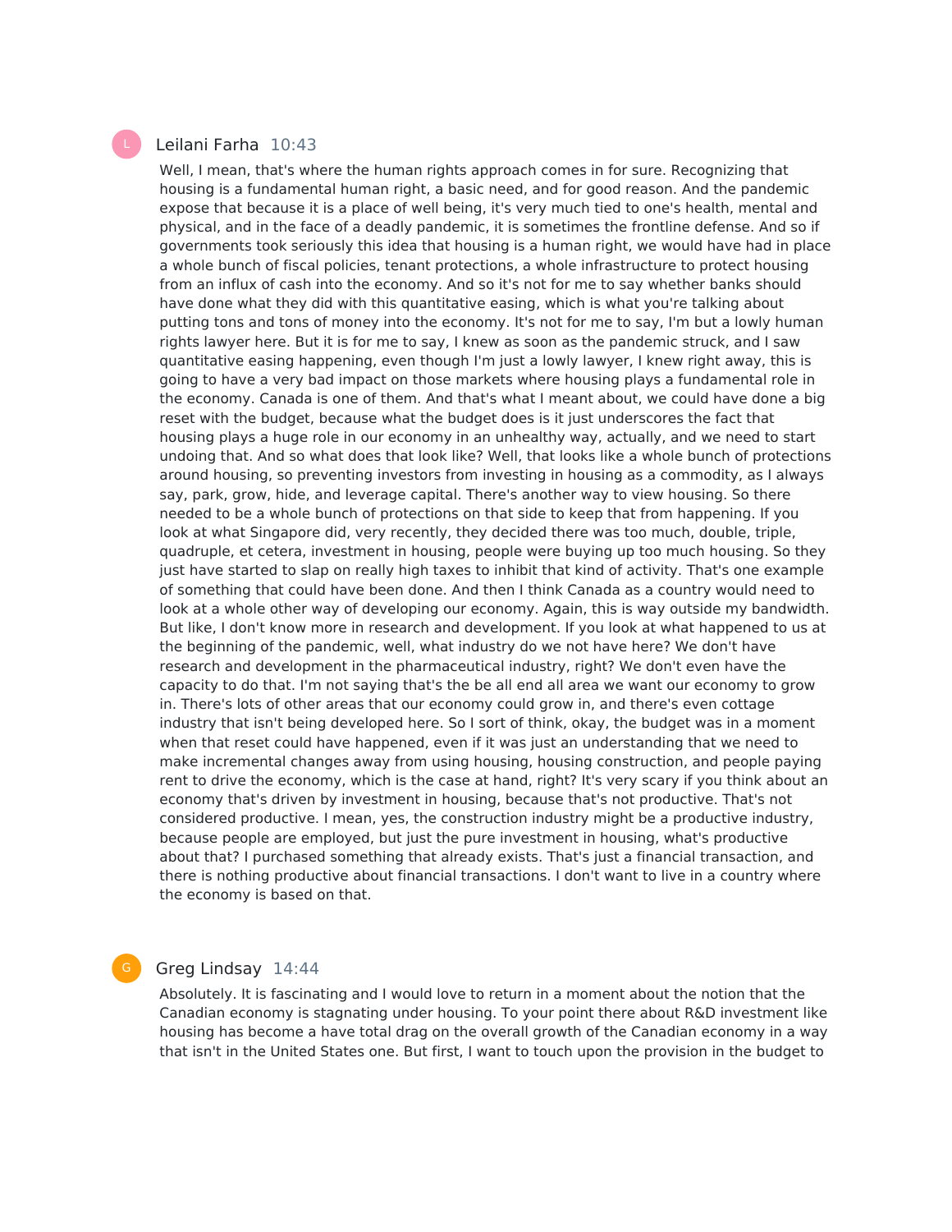**Leilani Farha** 10:43

Well, I mean, that's where the human rights approach comes in for sure. Recognizing that housing is a fundamental human right, a basic need, and for good reason. And the pandemic expose that because it is a place of well being, it's very much tied to one's health, mental and physical, and in the face of a deadly pandemic, it is sometimes the frontline defense. And so if governments took seriously this idea that housing is a human right, we would have had in place a whole bunch of fiscal policies, tenant protections, a whole infrastructure to protect housing from an influx of cash into the economy. And so it's not for me to say whether banks should have done what they did with this quantitative easing, which is what you're talking about putting tons and tons of money into the economy. It's not for me to say, I'm but a lowly human rights lawyer here. But it is for me to say, I knew as soon as the pandemic struck, and I saw quantitative easing happening, even though I'm just a lowly lawyer, I knew right away, this is going to have a very bad impact on those markets where housing plays a fundamental role in the economy. Canada is one of them. And that's what I meant about, we could have done a big reset with the budget, because what the budget does is it just underscores the fact that housing plays a huge role in our economy in an unhealthy way, actually, and we need to start undoing that. And so what does that look like? Well, that looks like a whole bunch of protections around housing, so preventing investors from investing in housing as a commodity, as I always say, park, grow, hide, and leverage capital. There's another way to view housing. So there needed to be a whole bunch of protections on that side to keep that from happening. If you look at what Singapore did, very recently, they decided there was too much, double, triple, quadruple, et cetera, investment in housing, people were buying up too much housing. So they just have started to slap on really high taxes to inhibit that kind of activity. That's one example of something that could have been done. And then I think Canada as a country would need to look at a whole other way of developing our economy. Again, this is way outside my bandwidth. But like, I don't know more in research and development. If you look at what happened to us at the beginning of the pandemic, well, what industry do we not have here? We don't have research and development in the pharmaceutical industry, right? We don't even have the capacity to do that. I'm not saying that's the be all end all area we want our economy to grow in. There's lots of other areas that our economy could grow in, and there's even cottage industry that isn't being developed here. So I sort of think, okay, the budget was in a moment when that reset could have happened, even if it was just an understanding that we need to make incremental changes away from using housing, housing construction, and people paying rent to drive the economy, which is the case at hand, right? It's very scary if you think about an economy that's driven by investment in housing, because that's not productive. That's not considered productive. I mean, yes, the construction industry might be a productive industry, because people are employed, but just the pure investment in housing, what's productive about that? I purchased something that already exists. That's just a financial transaction, and there is nothing productive about financial transactions. I don't want to live in a country where the economy is based on that.

**Greg Lindsay** 14:44

Absolutely. It is fascinating and I would love to return in a moment about the notion that the Canadian economy is stagnating under housing. To your point there about R&D investment like housing has become a have total drag on the overall growth of the Canadian economy in a way that isn't in the United States one. But first, I want to touch upon the provision in the budget to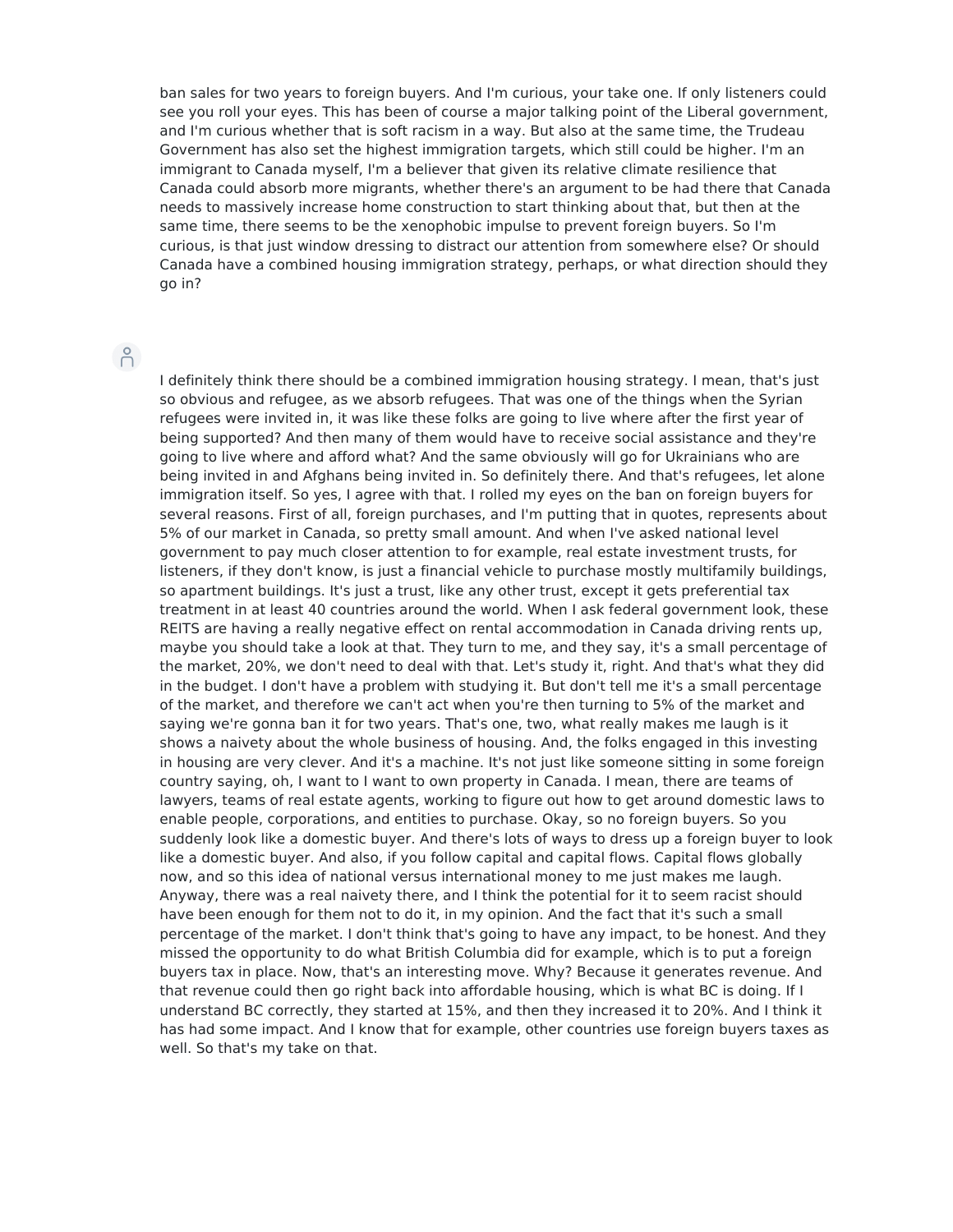ban sales for two years to foreign buyers. And I'm curious, your take one. If only listeners could see you roll your eyes. This has been of course a major talking point of the Liberal government, and I'm curious whether that is soft racism in a way. But also at the same time, the Trudeau Government has also set the highest immigration targets, which still could be higher. I'm an immigrant to Canada myself, I'm a believer that given its relative climate resilience that Canada could absorb more migrants, whether there's an argument to be had there that Canada needs to massively increase home construction to start thinking about that, but then at the same time, there seems to be the xenophobic impulse to prevent foreign buyers. So I'm curious, is that just window dressing to distract our attention from somewhere else? Or should Canada have a combined housing immigration strategy, perhaps, or what direction should they go in?

I definitely think there should be a combined immigration housing strategy. I mean, that's just so obvious and refugee, as we absorb refugees. That was one of the things when the Syrian refugees were invited in, it was like these folks are going to live where after the first year of being supported? And then many of them would have to receive social assistance and they're going to live where and afford what? And the same obviously will go for Ukrainians who are being invited in and Afghans being invited in. So definitely there. And that's refugees, let alone immigration itself. So yes, I agree with that. I rolled my eyes on the ban on foreign buyers for several reasons. First of all, foreign purchases, and I'm putting that in quotes, represents about 5% of our market in Canada, so pretty small amount. And when I've asked national level government to pay much closer attention to for example, real estate investment trusts, for listeners, if they don't know, is just a financial vehicle to purchase mostly multifamily buildings, so apartment buildings. It's just a trust, like any other trust, except it gets preferential tax treatment in at least 40 countries around the world. When I ask federal government look, these REITS are having a really negative effect on rental accommodation in Canada driving rents up, maybe you should take a look at that. They turn to me, and they say, it's a small percentage of the market, 20%, we don't need to deal with that. Let's study it, right. And that's what they did in the budget. I don't have a problem with studying it. But don't tell me it's a small percentage of the market, and therefore we can't act when you're then turning to 5% of the market and saying we're gonna ban it for two years. That's one, two, what really makes me laugh is it shows a naivety about the whole business of housing. And, the folks engaged in this investing in housing are very clever. And it's a machine. It's not just like someone sitting in some foreign country saying, oh, I want to I want to own property in Canada. I mean, there are teams of lawyers, teams of real estate agents, working to figure out how to get around domestic laws to enable people, corporations, and entities to purchase. Okay, so no foreign buyers. So you suddenly look like a domestic buyer. And there's lots of ways to dress up a foreign buyer to look like a domestic buyer. And also, if you follow capital and capital flows. Capital flows globally now, and so this idea of national versus international money to me just makes me laugh. Anyway, there was a real naivety there, and I think the potential for it to seem racist should have been enough for them not to do it, in my opinion. And the fact that it's such a small percentage of the market. I don't think that's going to have any impact, to be honest. And they missed the opportunity to do what British Columbia did for example, which is to put a foreign buyers tax in place. Now, that's an interesting move. Why? Because it generates revenue. And that revenue could then go right back into affordable housing, which is what BC is doing. If I understand BC correctly, they started at 15%, and then they increased it to 20%. And I think it has had some impact. And I know that for example, other countries use foreign buyers taxes as well. So that's my take on that.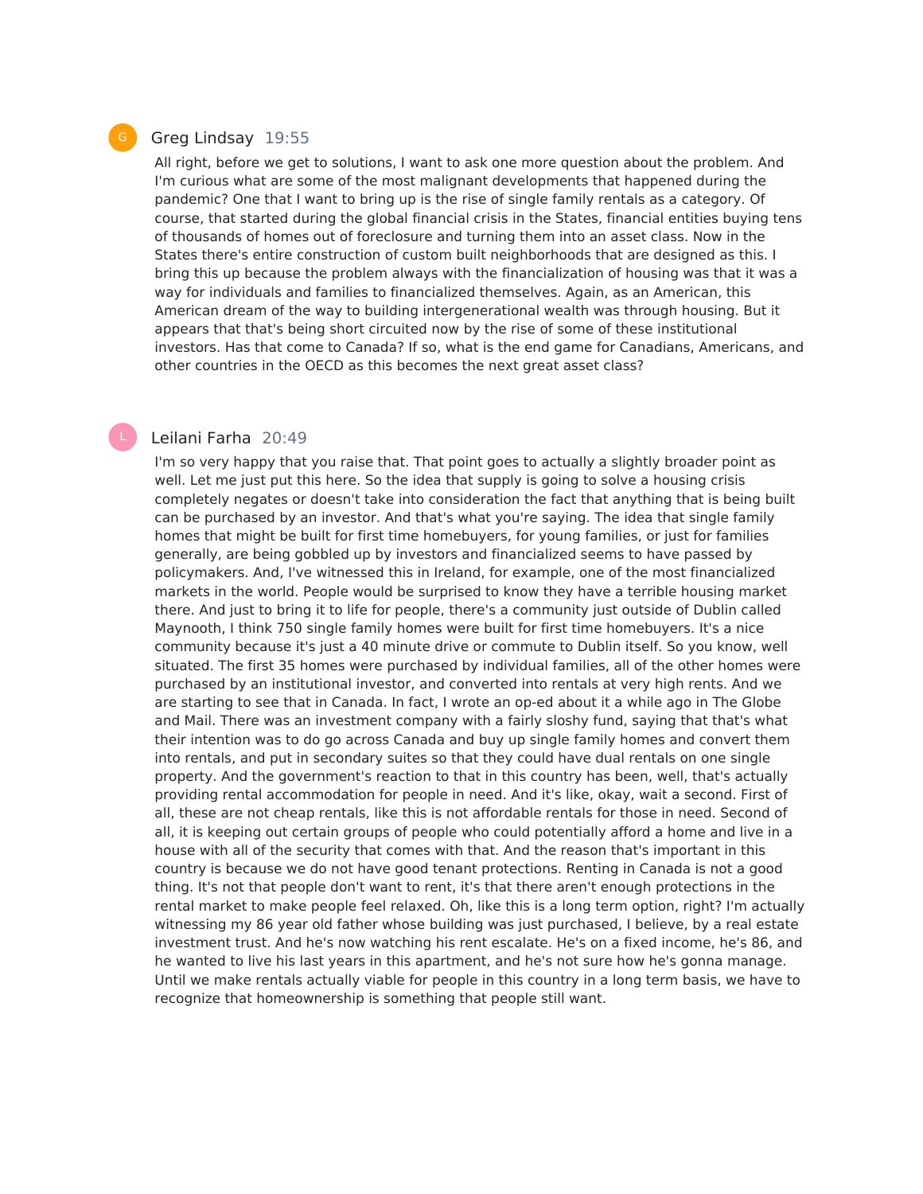**Greg Lindsay** 19:55

All right, before we get to solutions, I want to ask one more question about the problem. And I'm curious what are some of the most malignant developments that happened during the pandemic? One that I want to bring up is the rise of single family rentals as a category. Of course, that started during the global financial crisis in the States, financial entities buying tens of thousands of homes out of foreclosure and turning them into an asset class. Now in the States there's entire construction of custom built neighborhoods that are designed as this. I bring this up because the problem always with the financialization of housing was that it was a way for individuals and families to financialized themselves. Again, as an American, this American dream of the way to building intergenerational wealth was through housing. But it appears that that's being short circuited now by the rise of some of these institutional investors. Has that come to Canada? If so, what is the end game for Canadians, Americans, and other countries in the OECD as this becomes the next great asset class?

**Leilani Farha** 20:49

I'm so very happy that you raise that. That point goes to actually a slightly broader point as well. Let me just put this here. So the idea that supply is going to solve a housing crisis completely negates or doesn't take into consideration the fact that anything that is being built can be purchased by an investor. And that's what you're saying. The idea that single family homes that might be built for first time homebuyers, for young families, or just for families generally, are being gobbled up by investors and financialized seems to have passed by policymakers. And, I've witnessed this in Ireland, for example, one of the most financialized markets in the world. People would be surprised to know they have a terrible housing market there. And just to bring it to life for people, there's a community just outside of Dublin called Maynooth, I think 750 single family homes were built for first time homebuyers. It's a nice community because it's just a 40 minute drive or commute to Dublin itself. So you know, well situated. The first 35 homes were purchased by individual families, all of the other homes were purchased by an institutional investor, and converted into rentals at very high rents. And we are starting to see that in Canada. In fact, I wrote an op-ed about it a while ago in The Globe and Mail. There was an investment company with a fairly sloshy fund, saying that that's what their intention was to do go across Canada and buy up single family homes and convert them into rentals, and put in secondary suites so that they could have dual rentals on one single property. And the government's reaction to that in this country has been, well, that's actually providing rental accommodation for people in need. And it's like, okay, wait a second. First of all, these are not cheap rentals, like this is not affordable rentals for those in need. Second of all, it is keeping out certain groups of people who could potentially afford a home and live in a house with all of the security that comes with that. And the reason that's important in this country is because we do not have good tenant protections. Renting in Canada is not a good thing. It's not that people don't want to rent, it's that there aren't enough protections in the rental market to make people feel relaxed. Oh, like this is a long term option, right? I'm actually witnessing my 86 year old father whose building was just purchased, I believe, by a real estate investment trust. And he's now watching his rent escalate. He's on a fixed income, he's 86, and he wanted to live his last years in this apartment, and he's not sure how he's gonna manage. Until we make rentals actually viable for people in this country in a long term basis, we have to recognize that homeownership is something that people still want.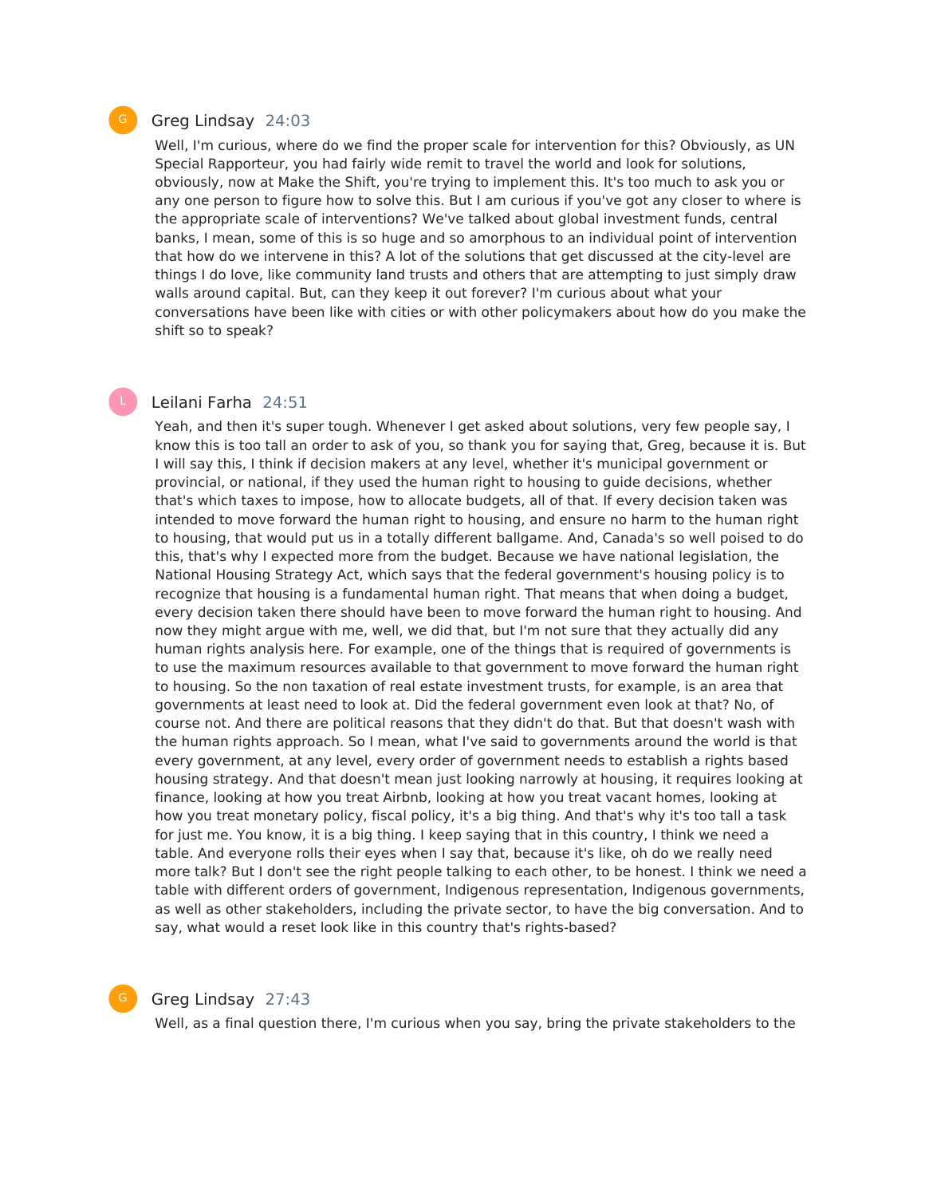G **Greg Lindsay** 24:03

Well, I'm curious, where do we find the proper scale for intervention for this? Obviously, as UN Special Rapporteur, you had fairly wide remit to travel the world and look for solutions, obviously, now at Make the Shift, you're trying to implement this. It's too much to ask you or any one person to figure how to solve this. But I am curious if you've got any closer to where is the appropriate scale of interventions? We've talked about global investment funds, central banks, I mean, some of this is so huge and so amorphous to an individual point of intervention that how do we intervene in this? A lot of the solutions that get discussed at the city-level are things I do love, like community land trusts and others that are attempting to just simply draw walls around capital. But, can they keep it out forever? I'm curious about what your conversations have been like with cities or with other policymakers about how do you make the shift so to speak?

L **Leilani Farha** 24:51

Yeah, and then it's super tough. Whenever I get asked about solutions, very few people say, I know this is too tall an order to ask of you, so thank you for saying that, Greg, because it is. But I will say this, I think if decision makers at any level, whether it's municipal government or provincial, or national, if they used the human right to housing to guide decisions, whether that's which taxes to impose, how to allocate budgets, all of that. If every decision taken was intended to move forward the human right to housing, and ensure no harm to the human right to housing, that would put us in a totally different ballgame. And, Canada's so well poised to do this, that's why I expected more from the budget. Because we have national legislation, the National Housing Strategy Act, which says that the federal government's housing policy is to recognize that housing is a fundamental human right. That means that when doing a budget, every decision taken there should have been to move forward the human right to housing. And now they might argue with me, well, we did that, but I'm not sure that they actually did any human rights analysis here. For example, one of the things that is required of governments is to use the maximum resources available to that government to move forward the human right to housing. So the non taxation of real estate investment trusts, for example, is an area that governments at least need to look at. Did the federal government even look at that? No, of course not. And there are political reasons that they didn't do that. But that doesn't wash with the human rights approach. So I mean, what I've said to governments around the world is that every government, at any level, every order of government needs to establish a rights based housing strategy. And that doesn't mean just looking narrowly at housing, it requires looking at finance, looking at how you treat Airbnb, looking at how you treat vacant homes, looking at how you treat monetary policy, fiscal policy, it's a big thing. And that's why it's too tall a task for just me. You know, it is a big thing. I keep saying that in this country, I think we need a table. And everyone rolls their eyes when I say that, because it's like, oh do we really need more talk? But I don't see the right people talking to each other, to be honest. I think we need a table with different orders of government, Indigenous representation, Indigenous governments, as well as other stakeholders, including the private sector, to have the big conversation. And to say, what would a reset look like in this country that's rights-based?

G **Greg Lindsay** 27:43

Well, as a final question there, I'm curious when you say, bring the private stakeholders to the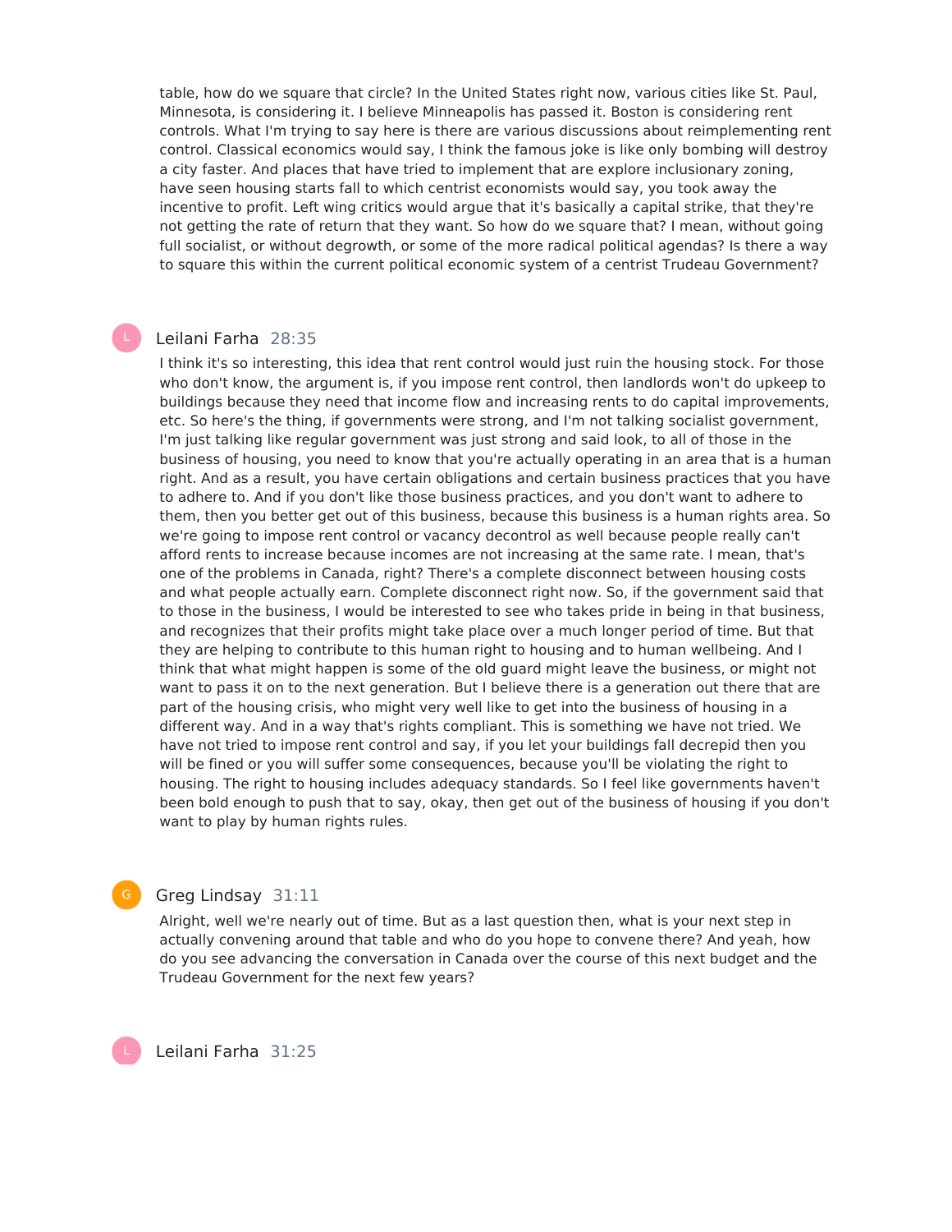table, how do we square that circle? In the United States right now, various cities like St. Paul, Minnesota, is considering it. I believe Minneapolis has passed it. Boston is considering rent controls. What I'm trying to say here is there are various discussions about reimplementing rent control. Classical economics would say, I think the famous joke is like only bombing will destroy a city faster. And places that have tried to implement that are explore inclusionary zoning, have seen housing starts fall to which centrist economists would say, you took away the incentive to profit. Left wing critics would argue that it's basically a capital strike, that they're not getting the rate of return that they want. So how do we square that? I mean, without going full socialist, or without degrowth, or some of the more radical political agendas? Is there a way to square this within the current political economic system of a centrist Trudeau Government?

**Leilani Farha** 28:35

I think it's so interesting, this idea that rent control would just ruin the housing stock. For those who don't know, the argument is, if you impose rent control, then landlords won't do upkeep to buildings because they need that income flow and increasing rents to do capital improvements, etc. So here's the thing, if governments were strong, and I'm not talking socialist government, I'm just talking like regular government was just strong and said look, to all of those in the business of housing, you need to know that you're actually operating in an area that is a human right. And as a result, you have certain obligations and certain business practices that you have to adhere to. And if you don't like those business practices, and you don't want to adhere to them, then you better get out of this business, because this business is a human rights area. So we're going to impose rent control or vacancy decontrol as well because people really can't afford rents to increase because incomes are not increasing at the same rate. I mean, that's one of the problems in Canada, right? There's a complete disconnect between housing costs and what people actually earn. Complete disconnect right now. So, if the government said that to those in the business, I would be interested to see who takes pride in being in that business, and recognizes that their profits might take place over a much longer period of time. But that they are helping to contribute to this human right to housing and to human wellbeing. And I think that what might happen is some of the old guard might leave the business, or might not want to pass it on to the next generation. But I believe there is a generation out there that are part of the housing crisis, who might very well like to get into the business of housing in a different way. And in a way that's rights compliant. This is something we have not tried. We have not tried to impose rent control and say, if you let your buildings fall decrepid then you will be fined or you will suffer some consequences, because you'll be violating the right to housing. The right to housing includes adequacy standards. So I feel like governments haven't been bold enough to push that to say, okay, then get out of the business of housing if you don't want to play by human rights rules.

**Greg Lindsay** 31:11

Alright, well we're nearly out of time. But as a last question then, what is your next step in actually convening around that table and who do you hope to convene there? And yeah, how do you see advancing the conversation in Canada over the course of this next budget and the Trudeau Government for the next few years?

**Leilani Farha** 31:25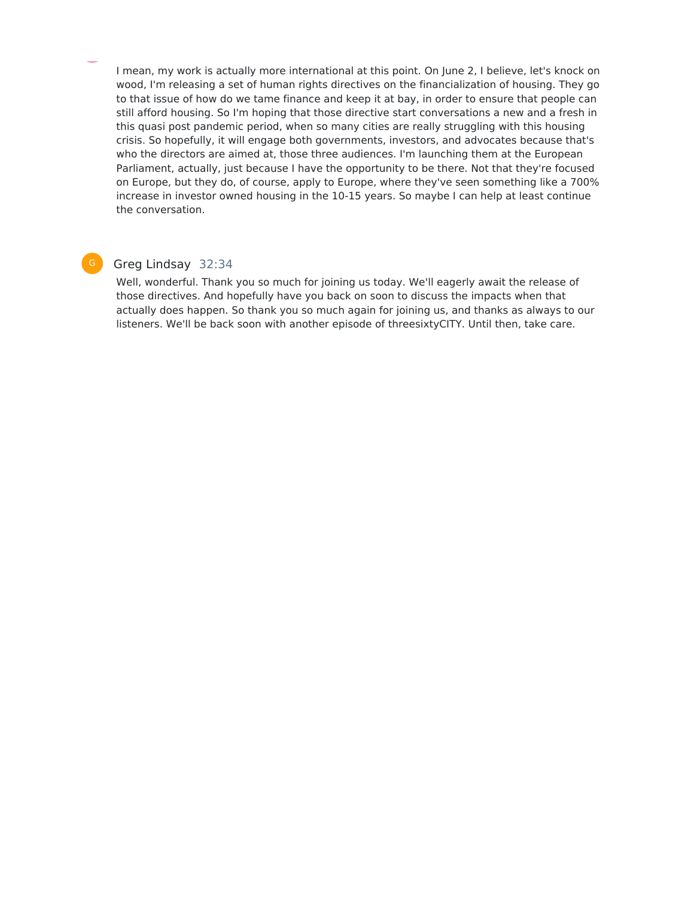I mean, my work is actually more international at this point. On June 2, I believe, let's knock on wood, I'm releasing a set of human rights directives on the financialization of housing. They go to that issue of how do we tame finance and keep it at bay, in order to ensure that people can still afford housing. So I'm hoping that those directive start conversations a new and a fresh in this quasi post pandemic period, when so many cities are really struggling with this housing crisis. So hopefully, it will engage both governments, investors, and advocates because that's who the directors are aimed at, those three audiences. I'm launching them at the European Parliament, actually, just because I have the opportunity to be there. Not that they're focused on Europe, but they do, of course, apply to Europe, where they've seen something like a 700% increase in investor owned housing in the 10-15 years. So maybe I can help at least continue the conversation.

G Greg Lindsay 32:34

Well, wonderful. Thank you so much for joining us today. We'll eagerly await the release of those directives. And hopefully have you back on soon to discuss the impacts when that actually does happen. So thank you so much again for joining us, and thanks as always to our listeners. We'll be back soon with another episode of threesixtyCITY. Until then, take care.